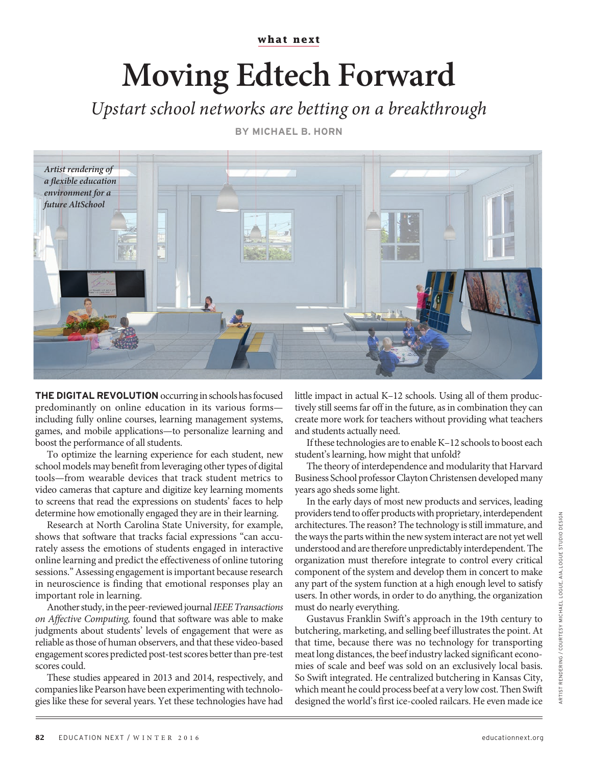what next

# Moving Edtech Forward

*Upstart school networks are betting on a breakthrough*

BY MICHAEL B. HORN

*Artist rendering of a flexible education environment for a future AltSchool*

ARTIST RENDERING / COURTESY MICHAEL LOGUE, AIA, LOGUE STUDIO DESIGN

**THE DIGITAL REVOLUTION** occurring in schools has focused predominantly on online education in its various forms—including fully online courses, learning management systems, games, and mobile applications—to personalize learning and boost the performance of all students.

To optimize the learning experience for each student, new school models may benefit from leveraging other types of digital tools—from wearable devices that track student metrics to video cameras that capture and digitize key learning moments to screens that read the expressions on students' faces to help determine how emotionally engaged they are in their learning.

Research at North Carolina State University, for example, shows that software that tracks facial expressions "can accurately assess the emotions of students engaged in interactive online learning and predict the effectiveness of online tutoring sessions." Assessing engagement is important because research in neuroscience is finding that emotional responses play an important role in learning.

Another study, in the peer-reviewed journal *IEEE Transactions on Affective Computing,* found that software was able to make judgments about students' levels of engagement that were as reliable as those of human observers, and that these video-based engagement scores predicted post-test scores better than pre-test scores could.

These studies appeared in 2013 and 2014, respectively, and companies like Pearson have been experimenting with technologies like these for several years. Yet these technologies have had little impact in actual K–12 schools. Using all of them productively still seems far off in the future, as in combination they can create more work for teachers without providing what teachers and students actually need.

If these technologies are to enable K–12 schools to boost each student's learning, how might that unfold?

The theory of interdependence and modularity that Harvard Business School professor Clayton Christensen developed many years ago sheds some light.

In the early days of most new products and services, leading providers tend to offer products with proprietary, interdependent architectures. The reason? The technology is still immature, and the ways the parts within the new system interact are not yet well understood and are therefore unpredictably interdependent. The organization must therefore integrate to control every critical component of the system and develop them in concert to make any part of the system function at a high enough level to satisfy users. In other words, in order to do anything, the organization must do nearly everything.

Gustavus Franklin Swift's approach in the 19th century to butchering, marketing, and selling beef illustrates the point. At that time, because there was no technology for transporting meat long distances, the beef industry lacked significant economies of scale and beef was sold on an exclusively local basis. So Swift integrated. He centralized butchering in Kansas City, which meant he could process beef at a very low cost. Then Swift designed the world's first ice-cooled railcars. He even made ice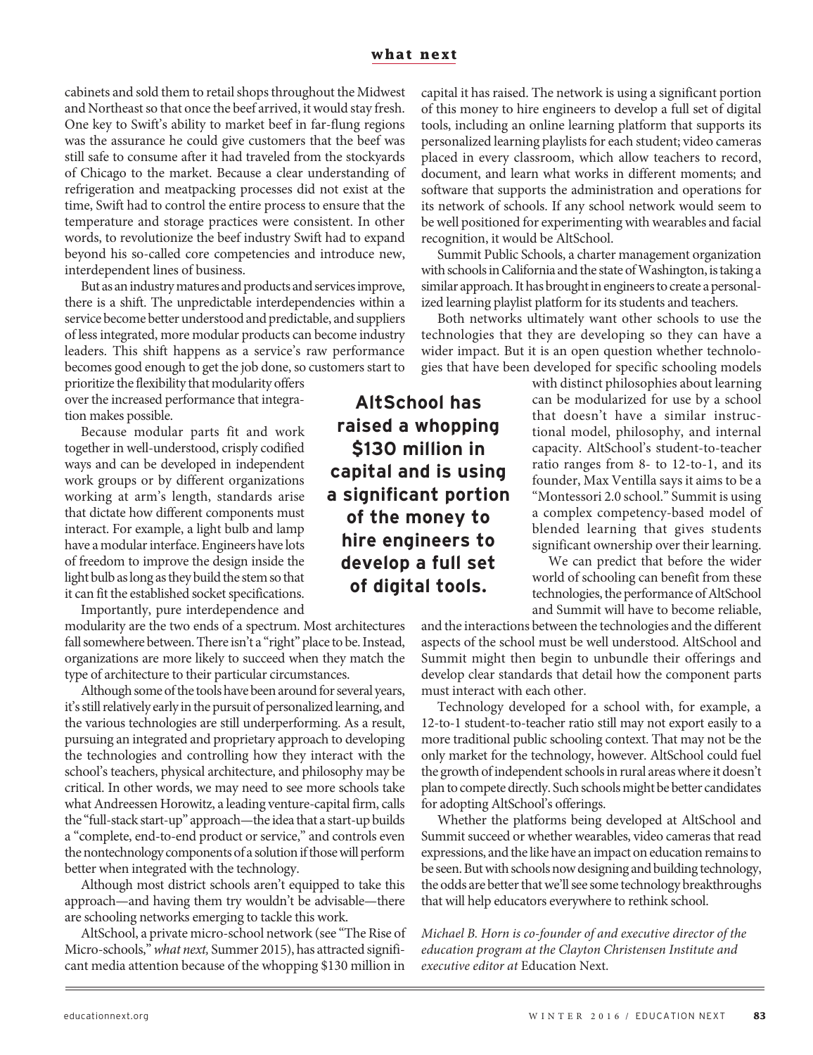cabinets and sold them to retail shops throughout the Midwest and Northeast so that once the beef arrived, it would stay fresh. One key to Swift's ability to market beef in far-flung regions was the assurance he could give customers that the beef was still safe to consume after it had traveled from the stockyards of Chicago to the market. Because a clear understanding of refrigeration and meatpacking processes did not exist at the time, Swift had to control the entire process to ensure that the temperature and storage practices were consistent. In other words, to revolutionize the beef industry Swift had to expand beyond his so-called core competencies and introduce new, interdependent lines of business.

But as an industry matures and products and services improve, there is a shift. The unpredictable interdependencies within a service become better understood and predictable, and suppliers of less integrated, more modular products can become industry leaders. This shift happens as a service's raw performance becomes good enough to get the job done, so customers start to prioritize the flexibility that modularity offers over the increased performance that integration makes possible.

Because modular parts fit and work together in well-understood, crisply codified ways and can be developed in independent work groups or by different organizations working at arm's length, standards arise that dictate how different components must interact. For example, a light bulb and lamp have a modular interface. Engineers have lots of freedom to improve the design inside the light bulb as long as they build the stem so that it can fit the established socket specifications.

Importantly, pure interdependence and modularity are the two ends of a spectrum. Most architectures fall somewhere between. There isn't a "right" place to be. Instead, organizations are more likely to succeed when they match the type of architecture to their particular circumstances.

Although some of the tools have been around for several years, it's still relatively early in the pursuit of personalized learning, and the various technologies are still underperforming. As a result, pursuing an integrated and proprietary approach to developing the technologies and controlling how they interact with the school's teachers, physical architecture, and philosophy may be critical. In other words, we may need to see more schools take what Andreessen Horowitz, a leading venture-capital firm, calls the "full-stack start-up" approach—the idea that a start-up builds a "complete, end-to-end product or service," and controls even the nontechnology components of a solution if those will perform better when integrated with the technology.

Although most district schools aren't equipped to take this approach—and having them try wouldn't be advisable—there are schooling networks emerging to tackle this work.

AltSchool, a private micro-school network (see "The Rise of Micro-schools," *what next,* Summer 2015), has attracted significant media attention because of the whopping $130 million in capital it has raised. The network is using a significant portion of this money to hire engineers to develop a full set of digital tools, including an online learning platform that supports its personalized learning playlists for each student; video cameras placed in every classroom, which allow teachers to record, document, and learn what works in different moments; and software that supports the administration and operations for its network of schools. If any school network would seem to be well positioned for experimenting with wearables and facial recognition, it would be AltSchool.

**AltSchool has raised a whopping $130 million in capital and is using a significant portion of the money to hire engineers to develop a full set of digital tools.**

Summit Public Schools, a charter management organization with schools in California and the state of Washington, is taking a similar approach. It has brought in engineers to create a personalized learning playlist platform for its students and teachers.

Both networks ultimately want other schools to use the technologies that they are developing so they can have a wider impact. But it is an open question whether technologies that have been developed for specific schooling models with distinct philosophies about learning can be modularized for use by a school that doesn't have a similar instructional model, philosophy, and internal capacity. AltSchool's student-to-teacher ratio ranges from 8- to 12-to-1, and its founder, Max Ventilla says it aims to be a "Montessori 2.0 school." Summit is using a complex competency-based model of blended learning that gives students significant ownership over their learning.

We can predict that before the wider world of schooling can benefit from these technologies, the performance of AltSchool and Summit will have to become reliable, and the interactions between the technologies and the different aspects of the school must be well understood. AltSchool and Summit might then begin to unbundle their offerings and develop clear standards that detail how the component parts must interact with each other.

Technology developed for a school with, for example, a 12-to-1 student-to-teacher ratio still may not export easily to a more traditional public schooling context. That may not be the only market for the technology, however. AltSchool could fuel the growth of independent schools in rural areas where it doesn't plan to compete directly. Such schools might be better candidates for adopting AltSchool's offerings.

Whether the platforms being developed at AltSchool and Summit succeed or whether wearables, video cameras that read expressions, and the like have an impact on education remains to be seen. But with schools now designing and building technology, the odds are better that we'll see some technology breakthroughs that will help educators everywhere to rethink school.

*Michael B. Horn is co-founder of and executive director of the education program at the Clayton Christensen Institute and executive editor at* Education Next.